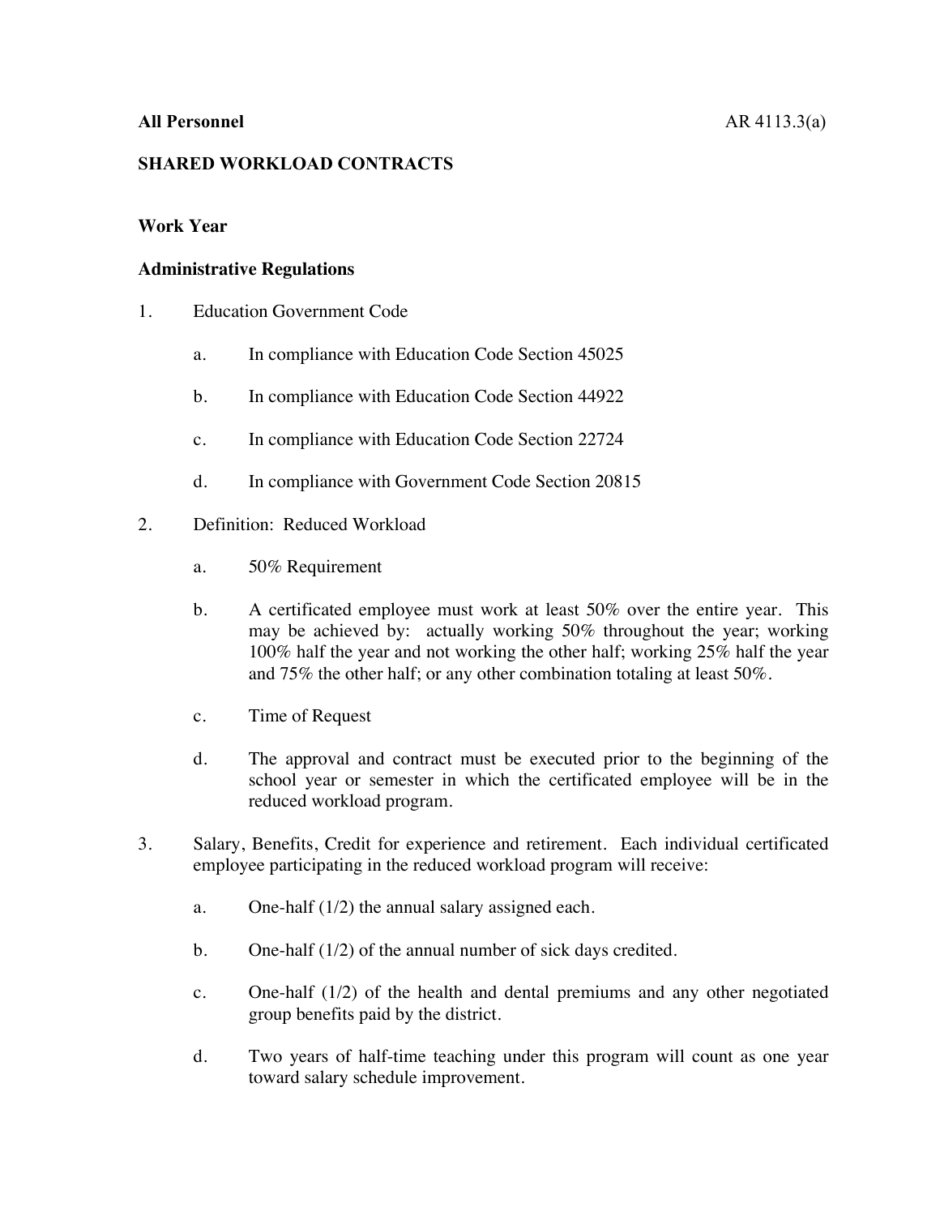**All Personnel** AR 4113.3(a)

**SHARED WORKLOAD CONTRACTS**

**Work Year**

**Administrative Regulations**

1. Education Government Code

   a. In compliance with Education Code Section 45025

   b. In compliance with Education Code Section 44922

   c. In compliance with Education Code Section 22724

   d. In compliance with Government Code Section 20815

2. Definition: Reduced Workload

   a. 50% Requirement

   b. A certificated employee must work at least 50% over the entire year. This may be achieved by: actually working 50% throughout the year; working 100% half the year and not working the other half; working 25% half the year and 75% the other half; or any other combination totaling at least 50%.

   c. Time of Request

   d. The approval and contract must be executed prior to the beginning of the school year or semester in which the certificated employee will be in the reduced workload program.

3. Salary, Benefits, Credit for experience and retirement. Each individual certificated employee participating in the reduced workload program will receive:

   a. One-half (1/2) the annual salary assigned each.

   b. One-half (1/2) of the annual number of sick days credited.

   c. One-half (1/2) of the health and dental premiums and any other negotiated group benefits paid by the district.

   d. Two years of half-time teaching under this program will count as one year toward salary schedule improvement.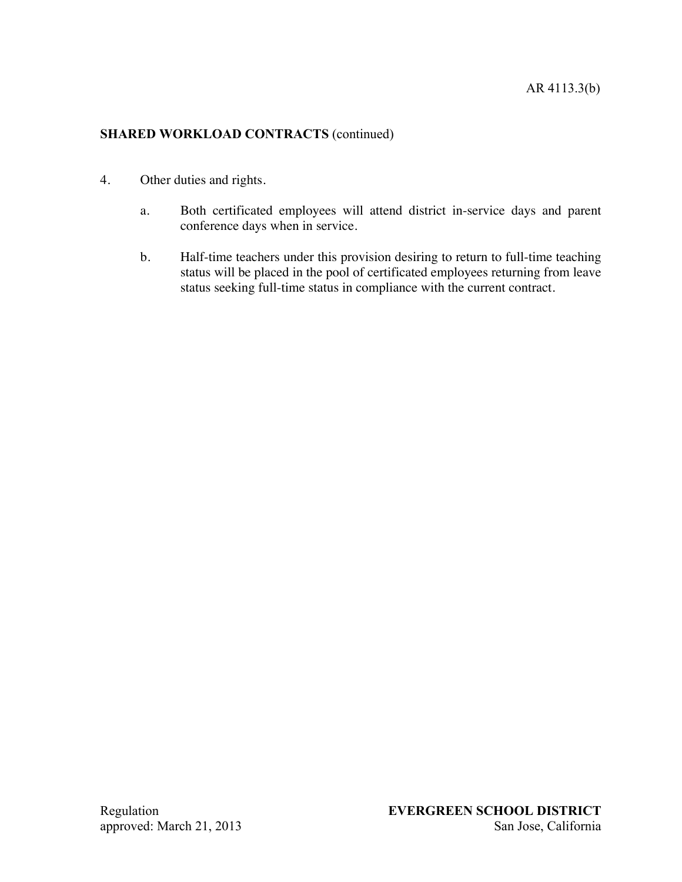**SHARED WORKLOAD CONTRACTS** (continued)

4. Other duties and rights.

   a. Both certificated employees will attend district in-service days and parent conference days when in service.

   b. Half-time teachers under this provision desiring to return to full-time teaching status will be placed in the pool of certificated employees returning from leave status seeking full-time status in compliance with the current contract.

Regulation approved: March 21, 2013

**EVERGREEN SCHOOL DISTRICT**
San Jose, California